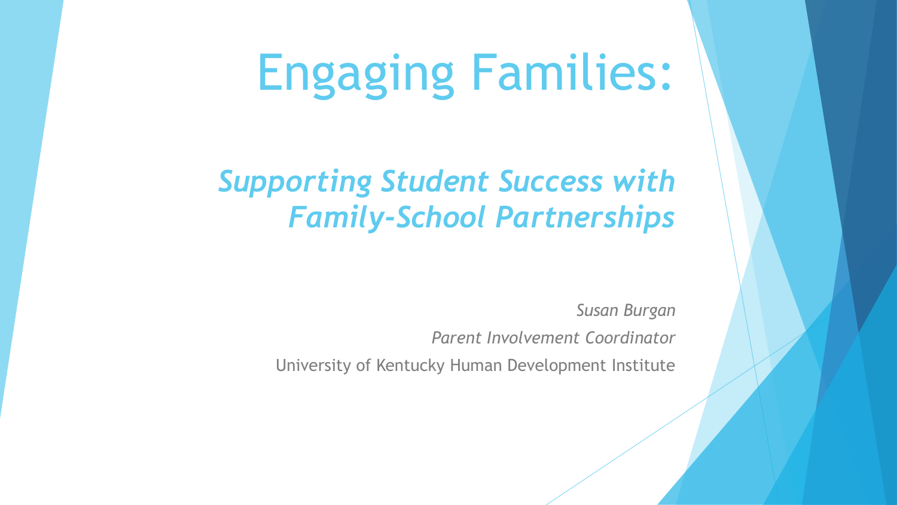# Engaging Families:

## *Supporting Student Success with Family-School Partnerships*

*Susan Burgan*

*Parent Involvement Coordinator*

University of Kentucky Human Development Institute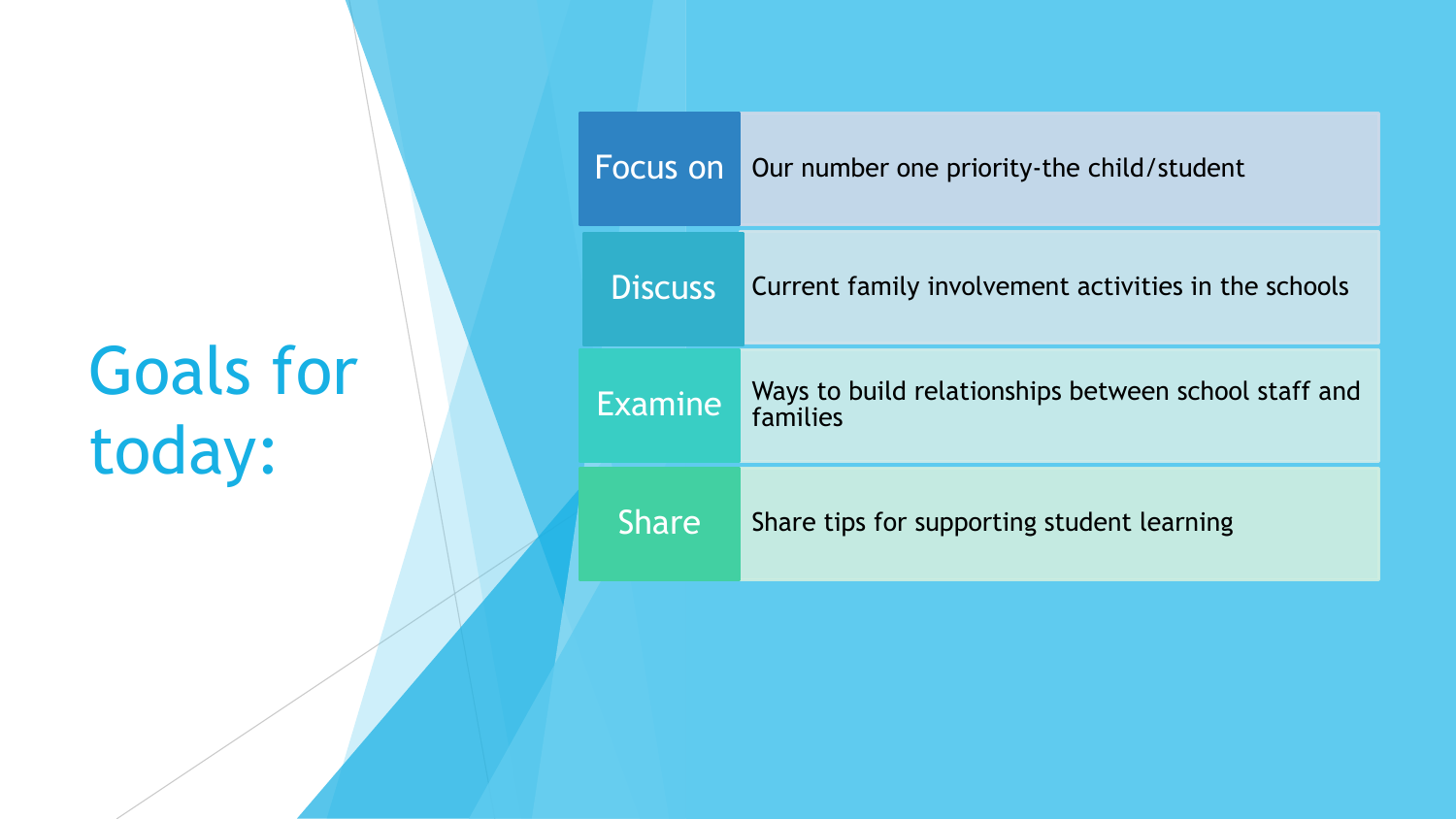# Goals for today:

| | |
|---|---|
| Focus on | Our number one priority-the child/student |
| Discuss | Current family involvement activities in the schools |
| Examine | Ways to build relationships between school staff and families |
| Share | Share tips for supporting student learning |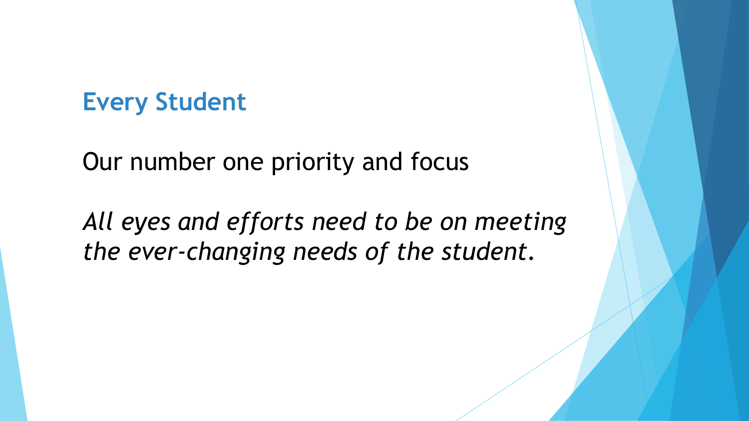## Every Student

Our number one priority and focus

*All eyes and efforts need to be on meeting the ever-changing needs of the student.*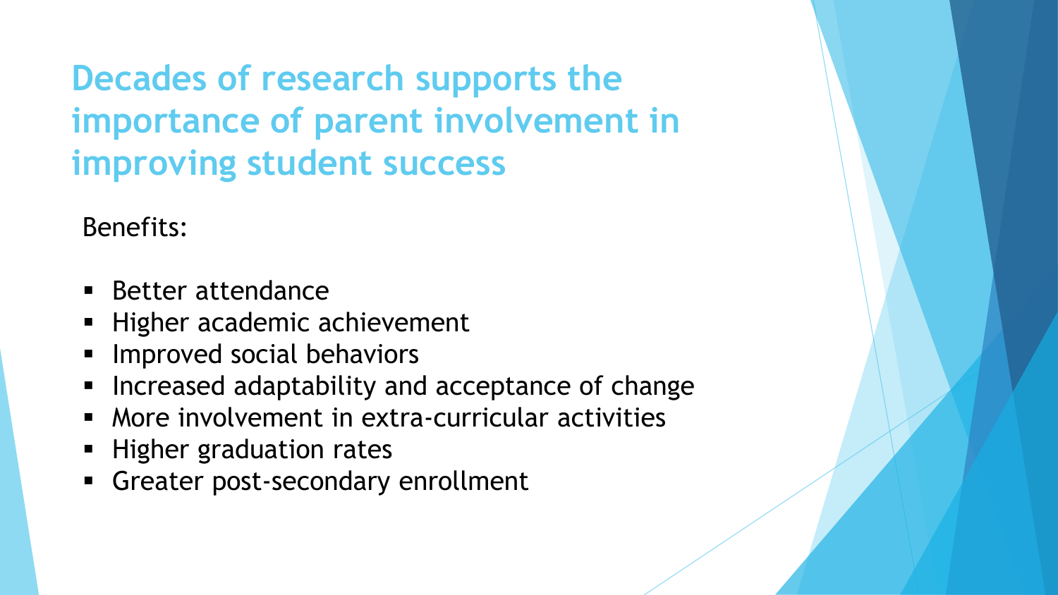# Decades of research supports the importance of parent involvement in improving student success

Benefits:

- Better attendance
- Higher academic achievement
- Improved social behaviors
- Increased adaptability and acceptance of change
- More involvement in extra-curricular activities
- Higher graduation rates
- Greater post-secondary enrollment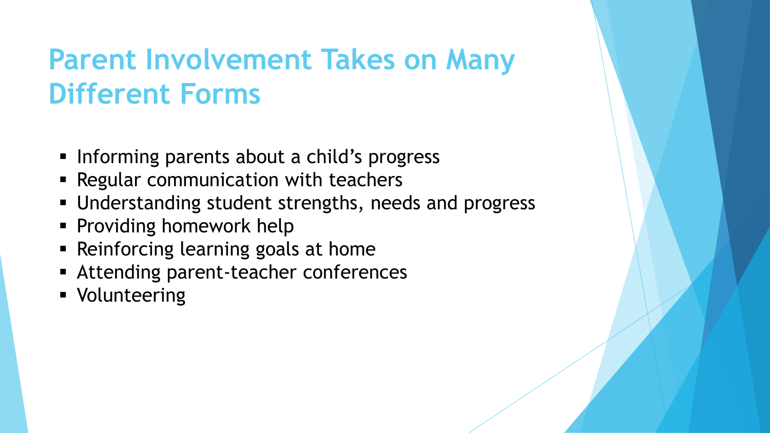# Parent Involvement Takes on Many Different Forms

- Informing parents about a child's progress
- Regular communication with teachers
- Understanding student strengths, needs and progress
- Providing homework help
- Reinforcing learning goals at home
- Attending parent-teacher conferences
- Volunteering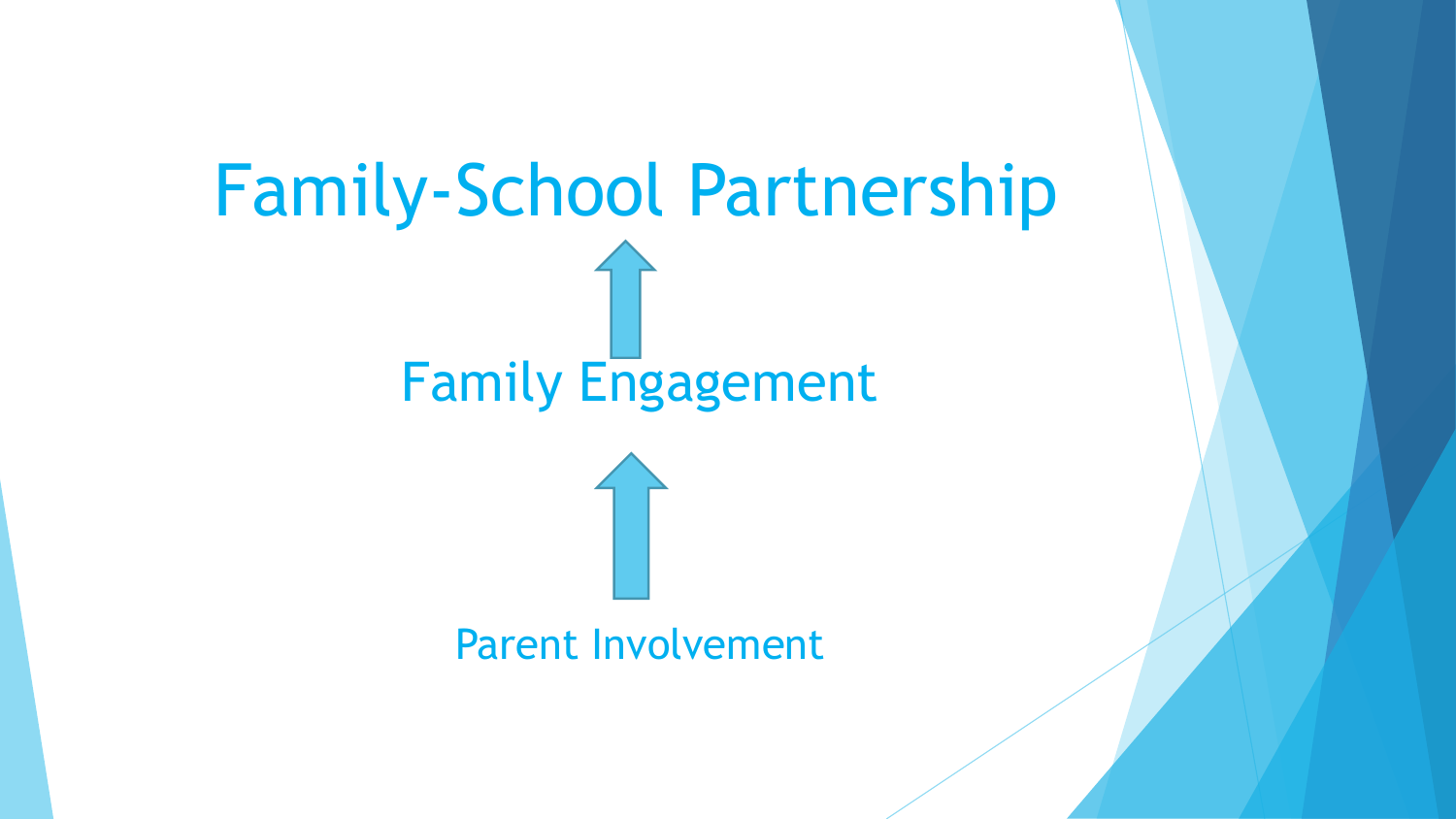# Family-School Partnership

↑

## Family Engagement

↑

Parent Involvement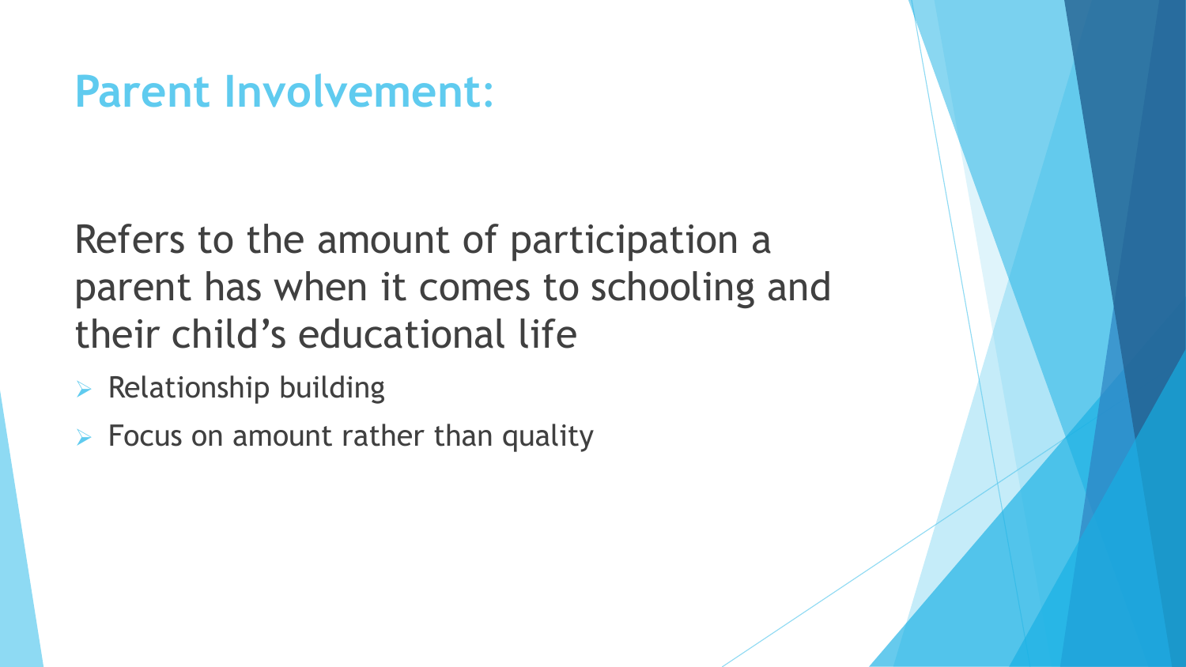# Parent Involvement:

Refers to the amount of participation a parent has when it comes to schooling and their child's educational life

- Relationship building
- Focus on amount rather than quality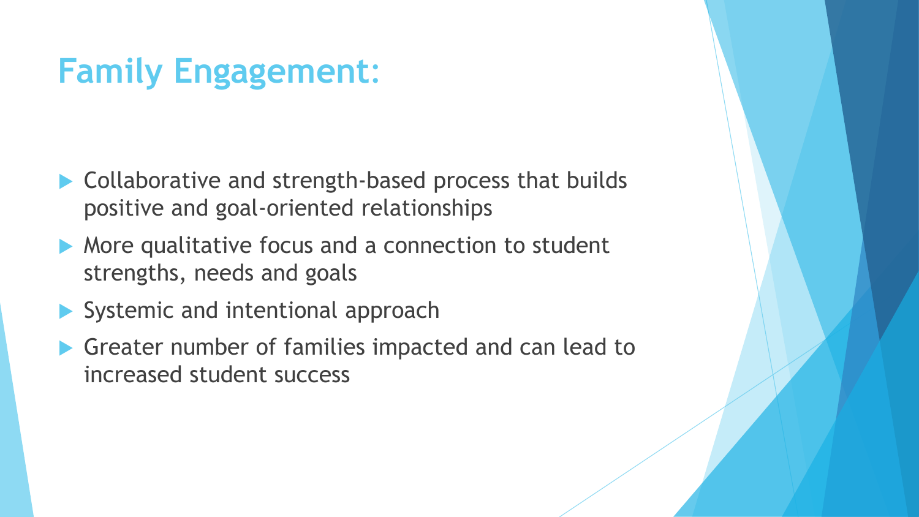# Family Engagement:

- Collaborative and strength-based process that builds positive and goal-oriented relationships
- More qualitative focus and a connection to student strengths, needs and goals
- Systemic and intentional approach
- Greater number of families impacted and can lead to increased student success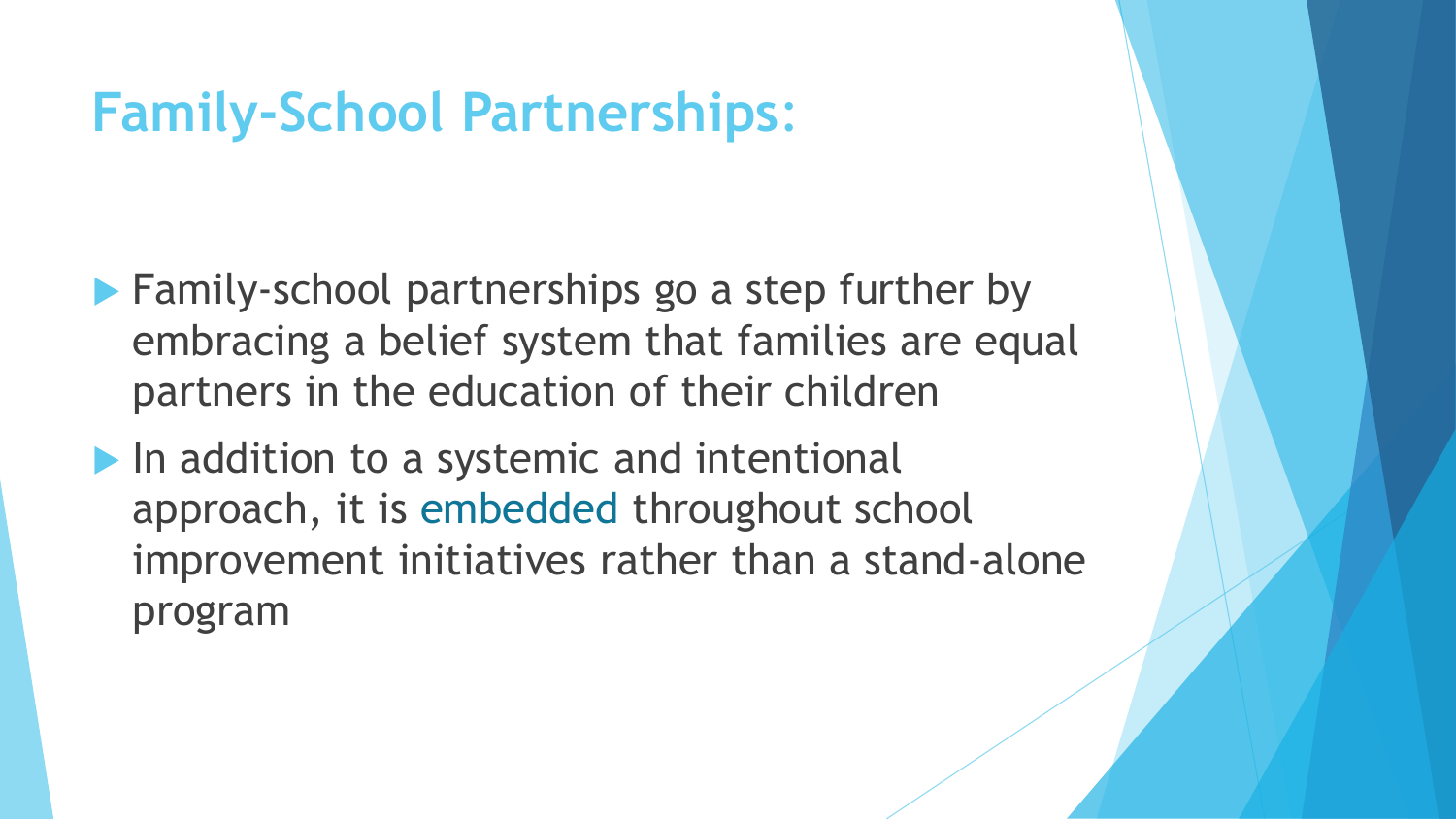# Family-School Partnerships:

- Family-school partnerships go a step further by embracing a belief system that families are equal partners in the education of their children
- In addition to a systemic and intentional approach, it is embedded throughout school improvement initiatives rather than a stand-alone program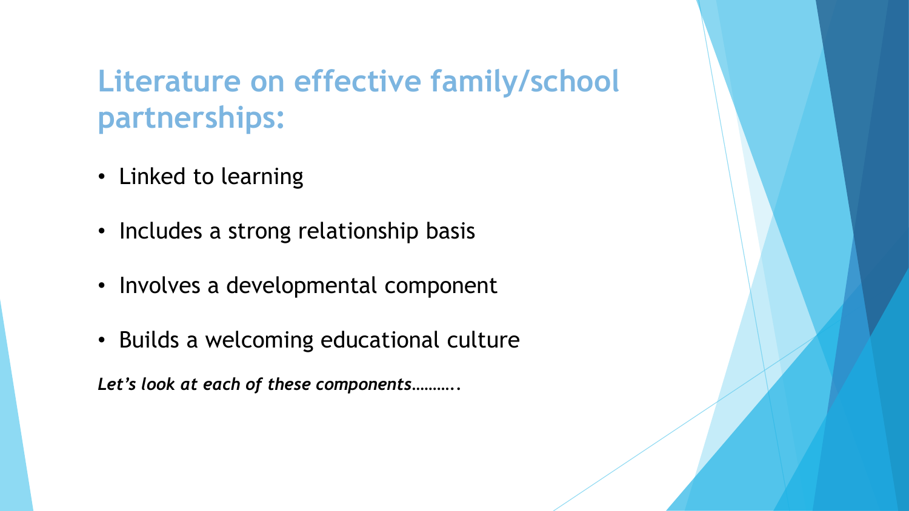# Literature on effective family/school partnerships:

- Linked to learning
- Includes a strong relationship basis
- Involves a developmental component
- Builds a welcoming educational culture

***Let's look at each of these components………..***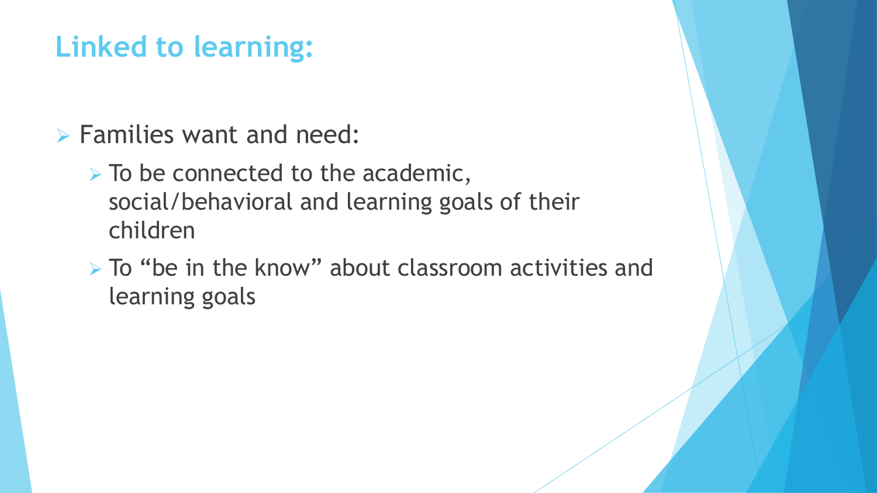# Linked to learning:

- Families want and need:
  - To be connected to the academic, social/behavioral and learning goals of their children
  - To "be in the know" about classroom activities and learning goals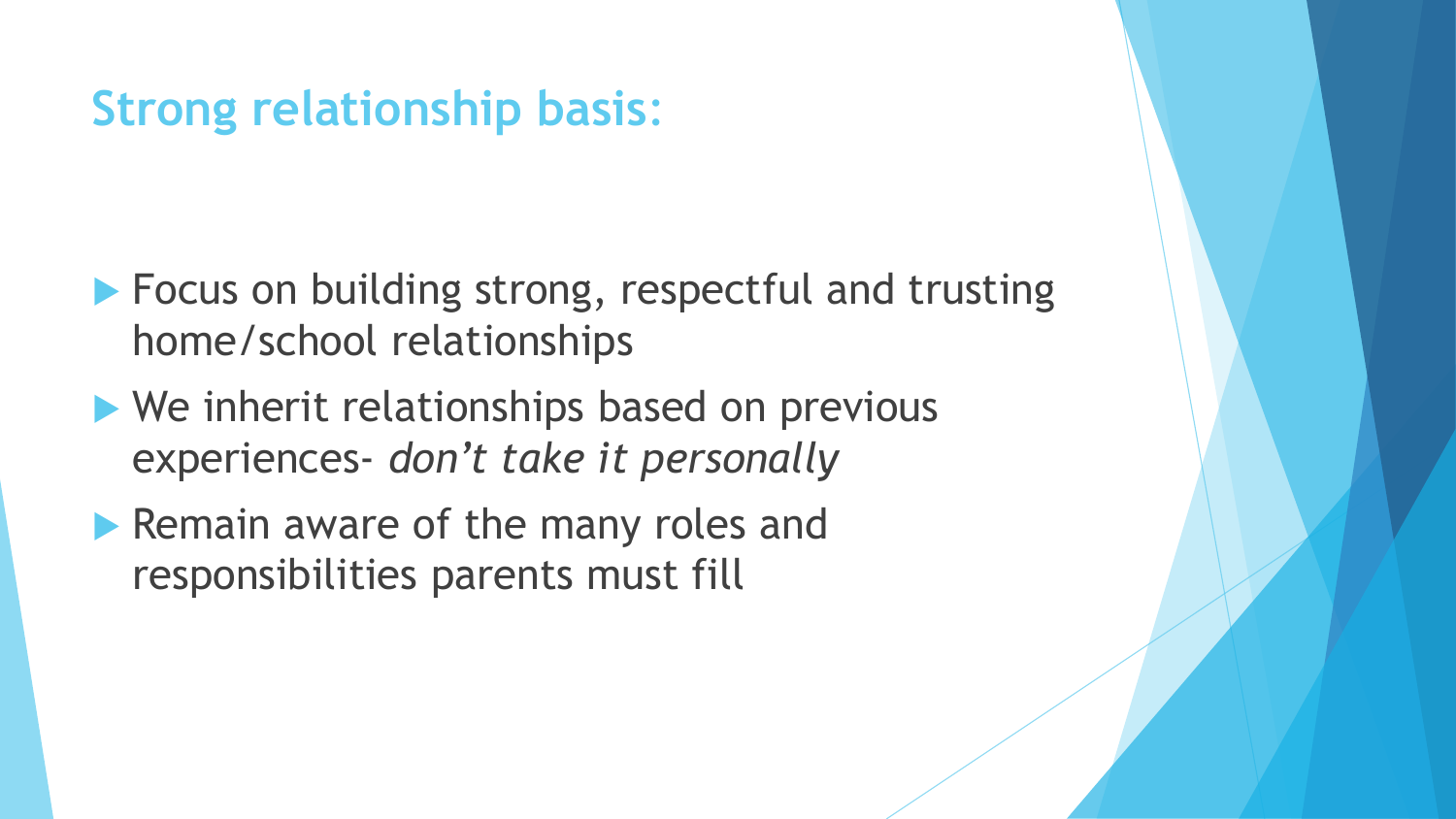## Strong relationship basis:

- Focus on building strong, respectful and trusting home/school relationships
- We inherit relationships based on previous experiences- *don't take it personally*
- Remain aware of the many roles and responsibilities parents must fill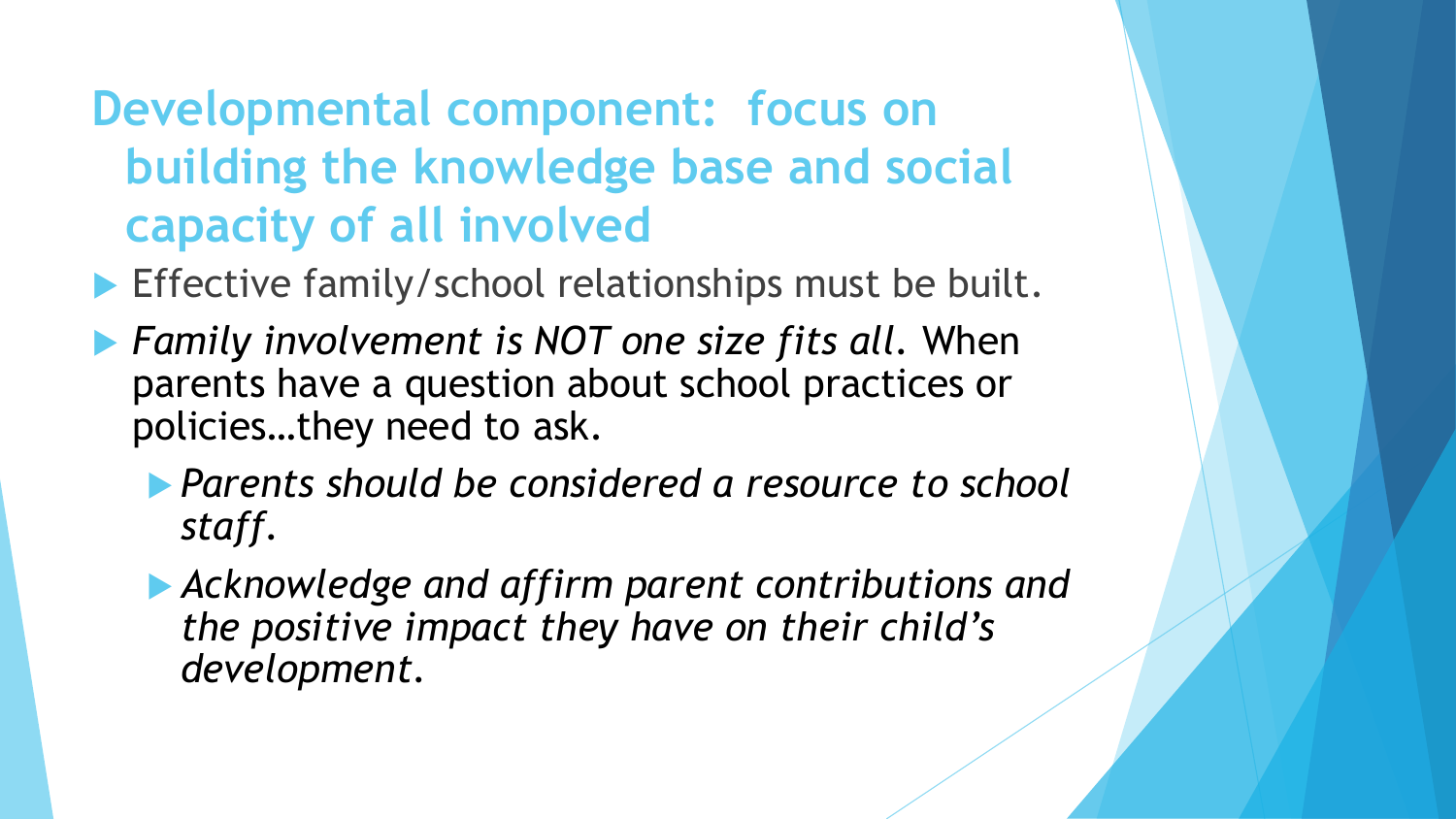# Developmental component: focus on building the knowledge base and social capacity of all involved

- Effective family/school relationships must be built.
- *Family involvement is NOT one size fits all.* When parents have a question about school practices or policies…they need to ask.
  - *Parents should be considered a resource to school staff.*
  - *Acknowledge and affirm parent contributions and the positive impact they have on their child's development.*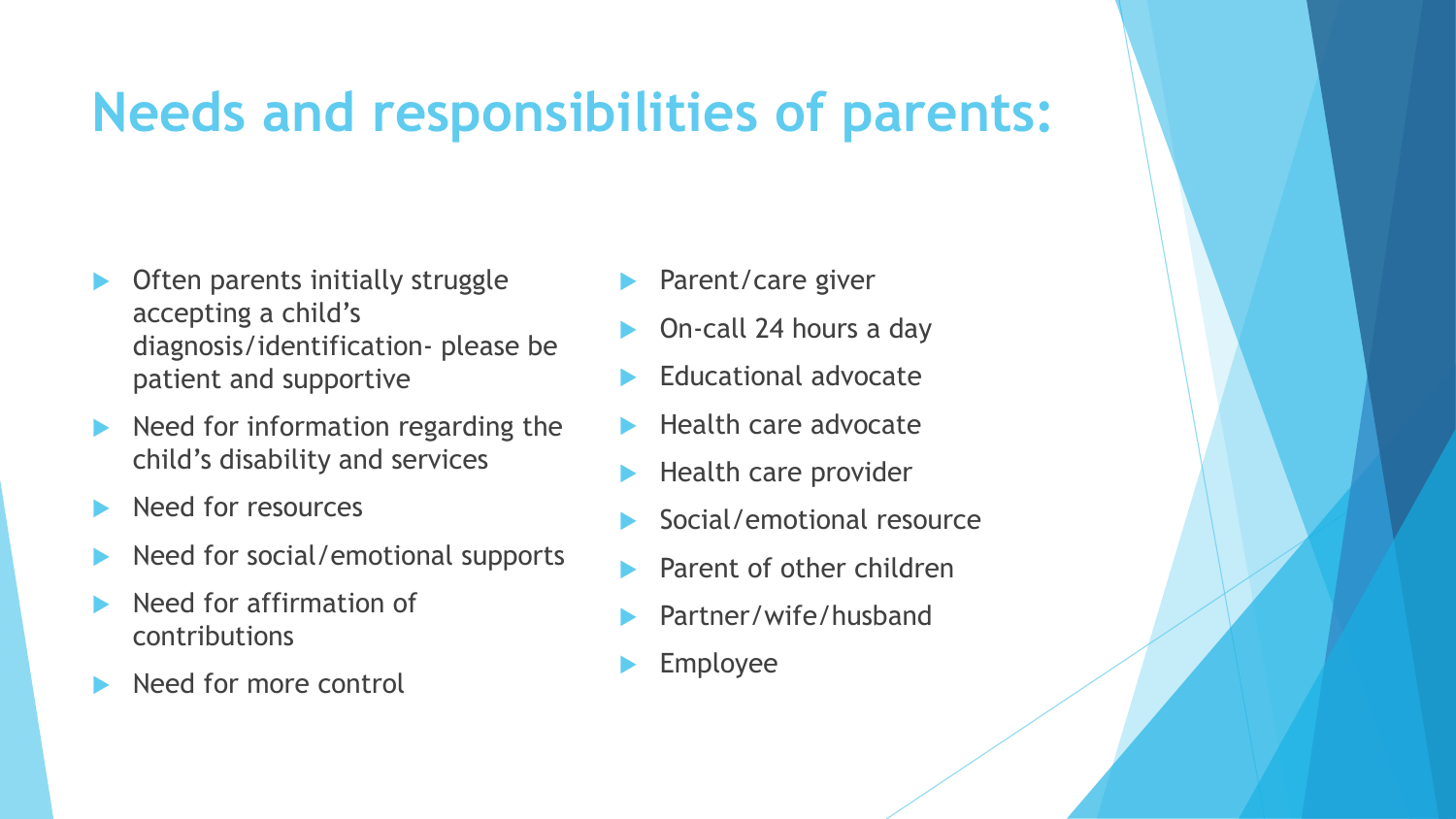# Needs and responsibilities of parents:

- Often parents initially struggle accepting a child's diagnosis/identification- please be patient and supportive
- Need for information regarding the child's disability and services
- Need for resources
- Need for social/emotional supports
- Need for affirmation of contributions
- Need for more control

- Parent/care giver
- On-call 24 hours a day
- Educational advocate
- Health care advocate
- Health care provider
- Social/emotional resource
- Parent of other children
- Partner/wife/husband
- Employee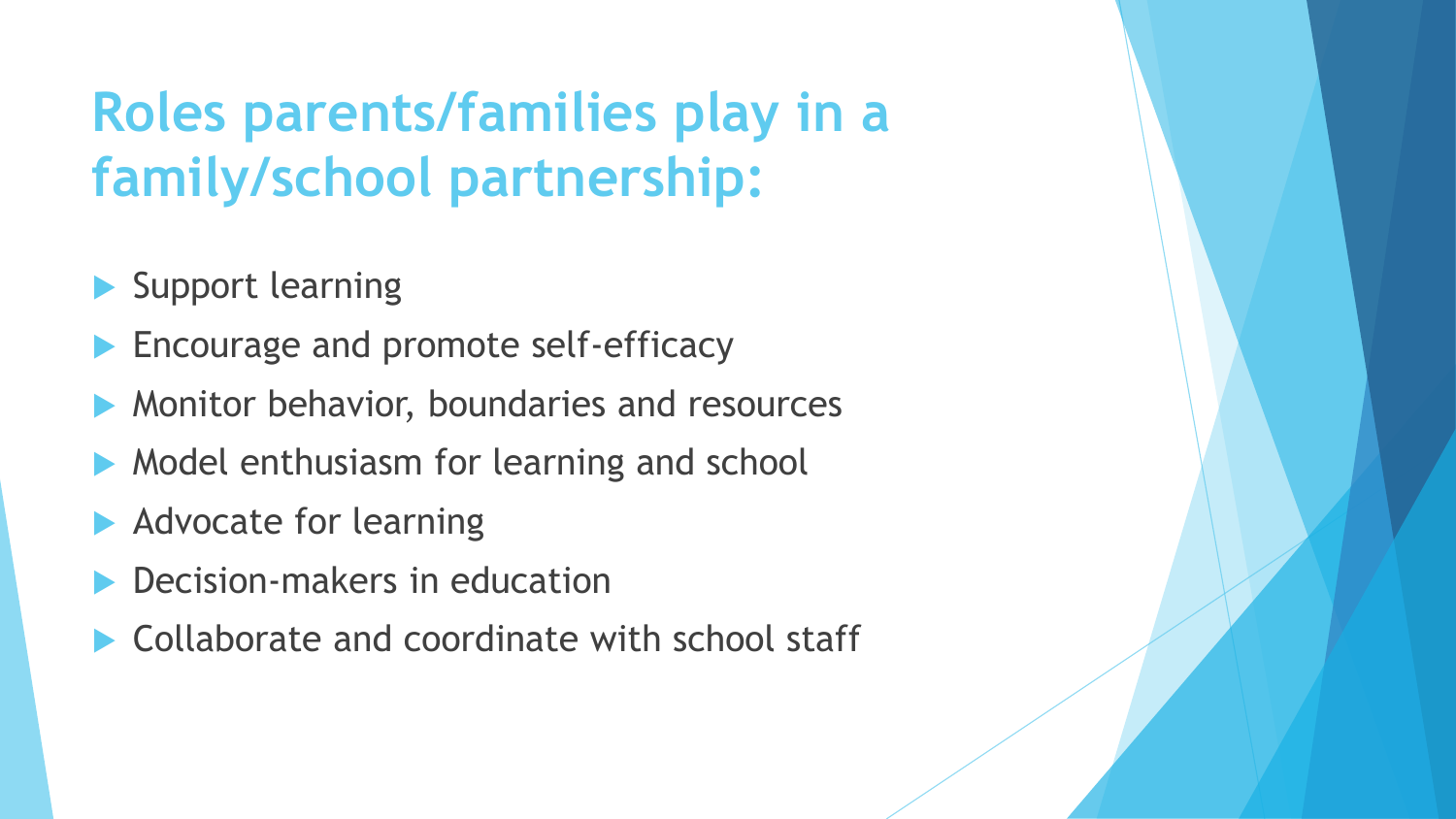# Roles parents/families play in a family/school partnership:

- Support learning
- Encourage and promote self-efficacy
- Monitor behavior, boundaries and resources
- Model enthusiasm for learning and school
- Advocate for learning
- Decision-makers in education
- Collaborate and coordinate with school staff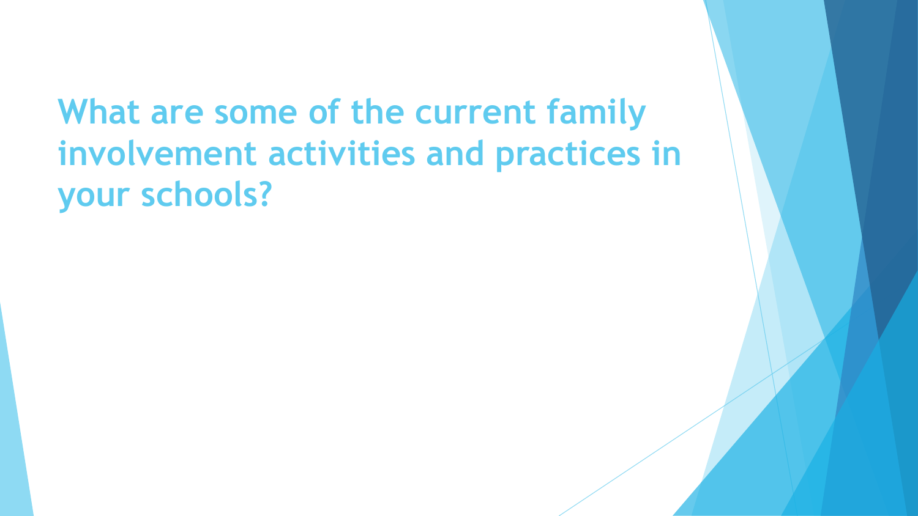# What are some of the current family involvement activities and practices in your schools?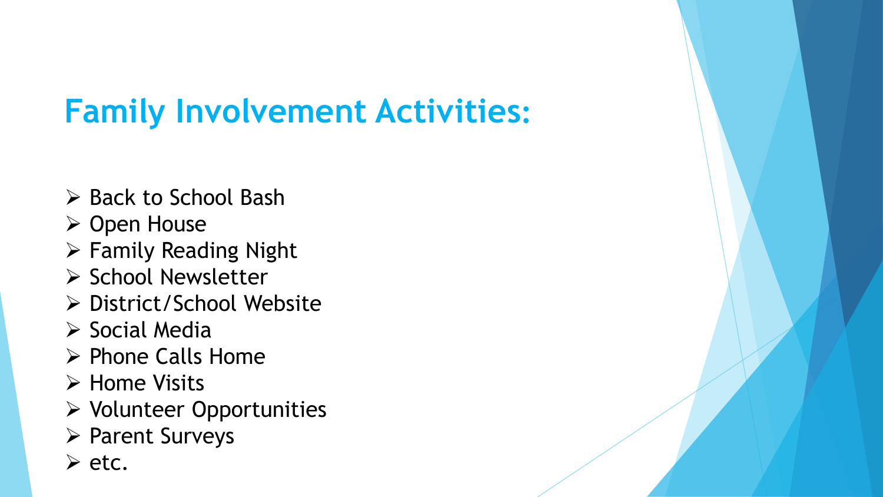# Family Involvement Activities:

- Back to School Bash
- Open House
- Family Reading Night
- School Newsletter
- District/School Website
- Social Media
- Phone Calls Home
- Home Visits
- Volunteer Opportunities
- Parent Surveys
- etc.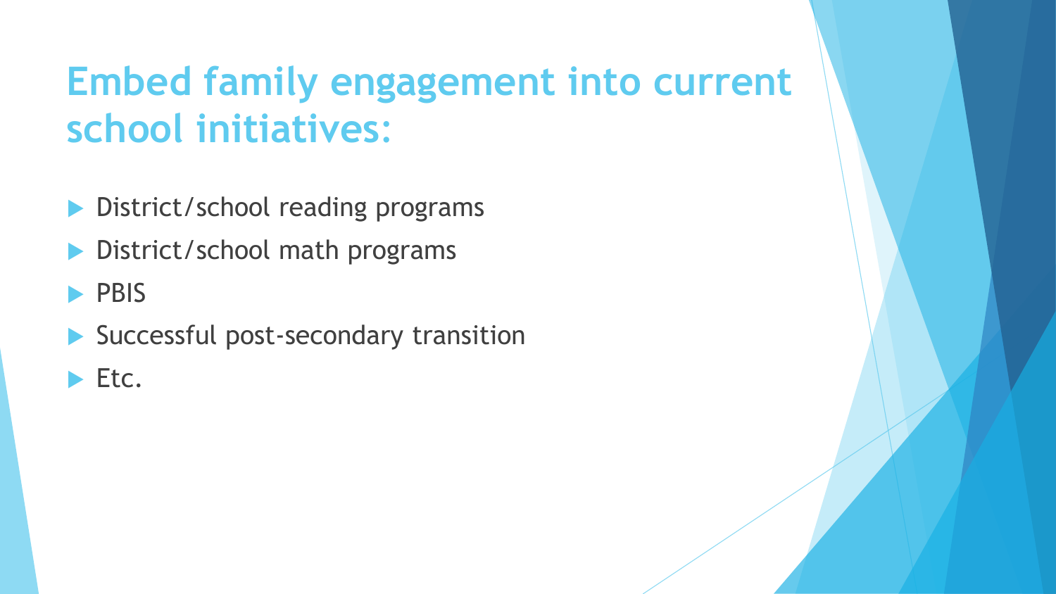# Embed family engagement into current school initiatives:

- District/school reading programs
- District/school math programs
- PBIS
- Successful post-secondary transition
- Etc.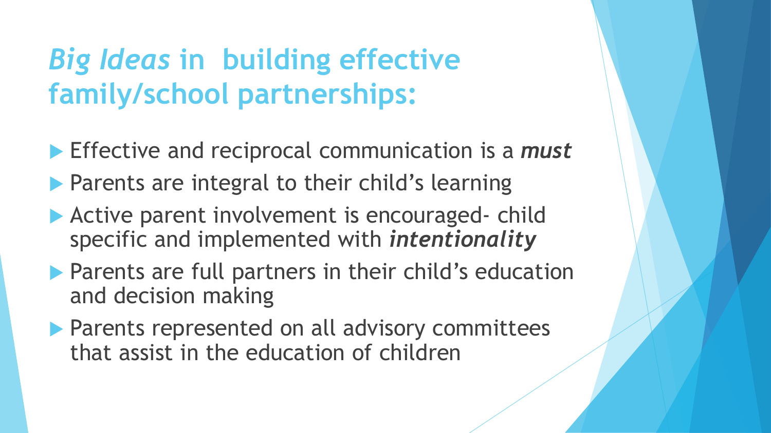# *Big Ideas* in building effective family/school partnerships:

- Effective and reciprocal communication is a ***must***
- Parents are integral to their child's learning
- Active parent involvement is encouraged- child specific and implemented with ***intentionality***
- Parents are full partners in their child's education and decision making
- Parents represented on all advisory committees that assist in the education of children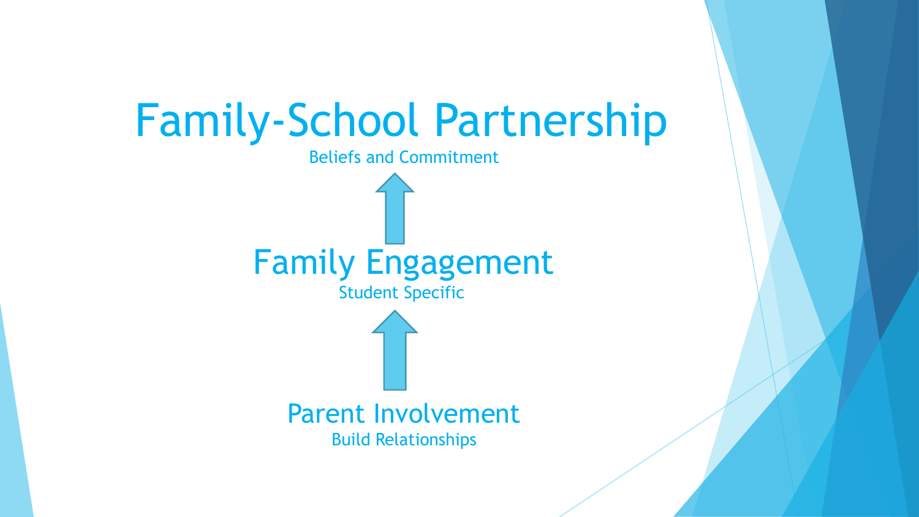# Family-School Partnership

Beliefs and Commitment

↑

## Family Engagement

Student Specific

↑

## Parent Involvement

Build Relationships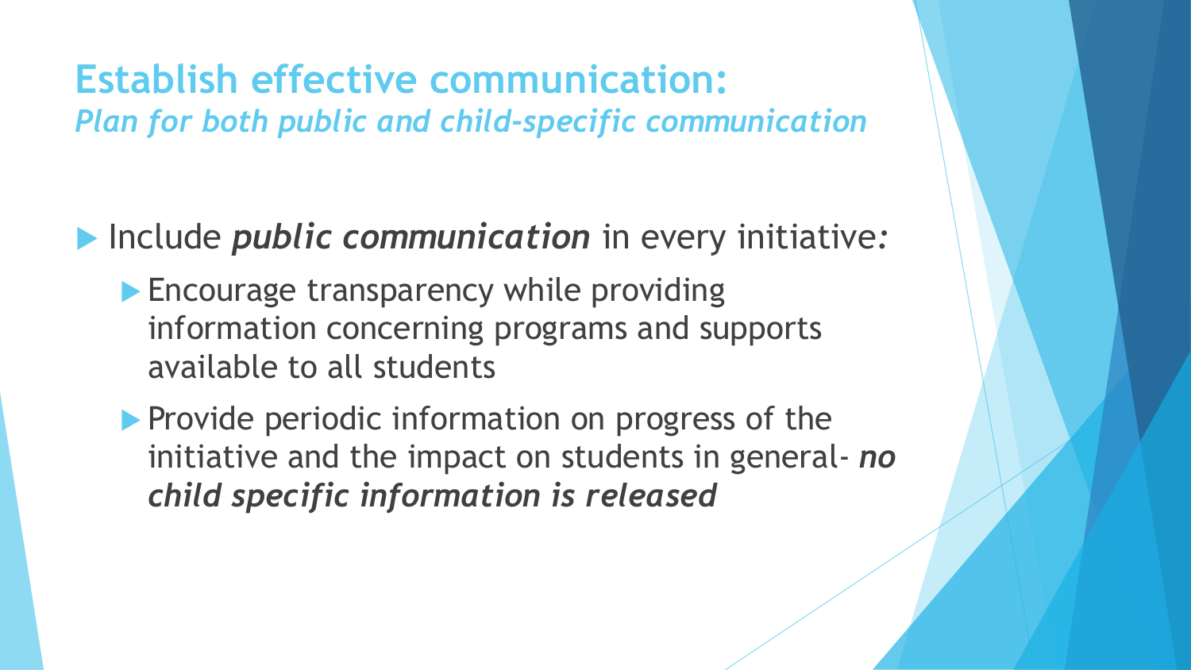# Establish effective communication:

## *Plan for both public and child-specific communication*

- Include ***public communication*** in every initiative:
  - Encourage transparency while providing information concerning programs and supports available to all students
  - Provide periodic information on progress of the initiative and the impact on students in general- ***no child specific information is released***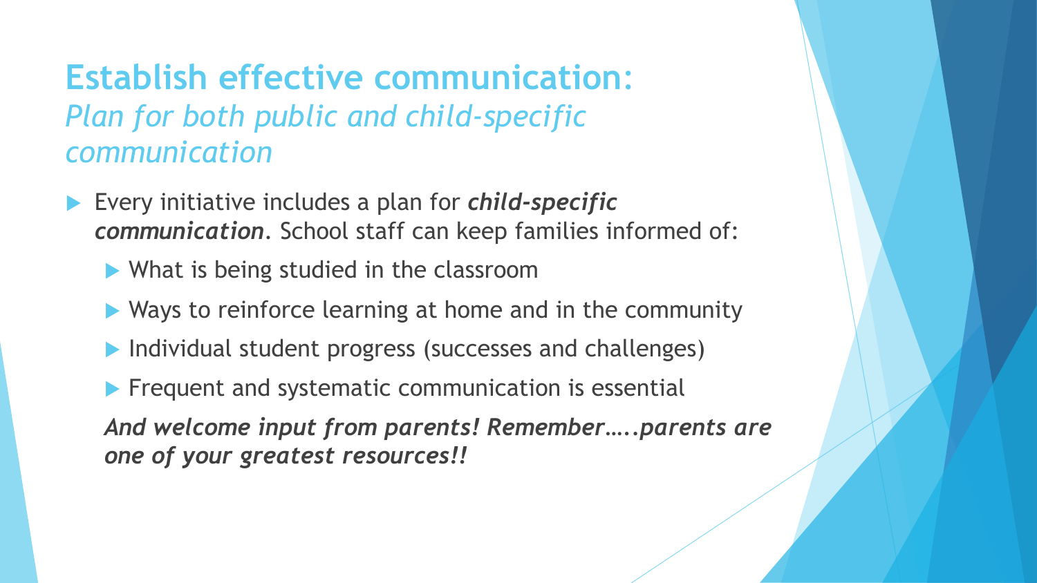# Establish effective communication:
*Plan for both public and child-specific communication*

- Every initiative includes a plan for ***child-specific communication***. School staff can keep families informed of:
  - What is being studied in the classroom
  - Ways to reinforce learning at home and in the community
  - Individual student progress (successes and challenges)
  - Frequent and systematic communication is essential

  ***And welcome input from parents! Remember…..parents are one of your greatest resources!!***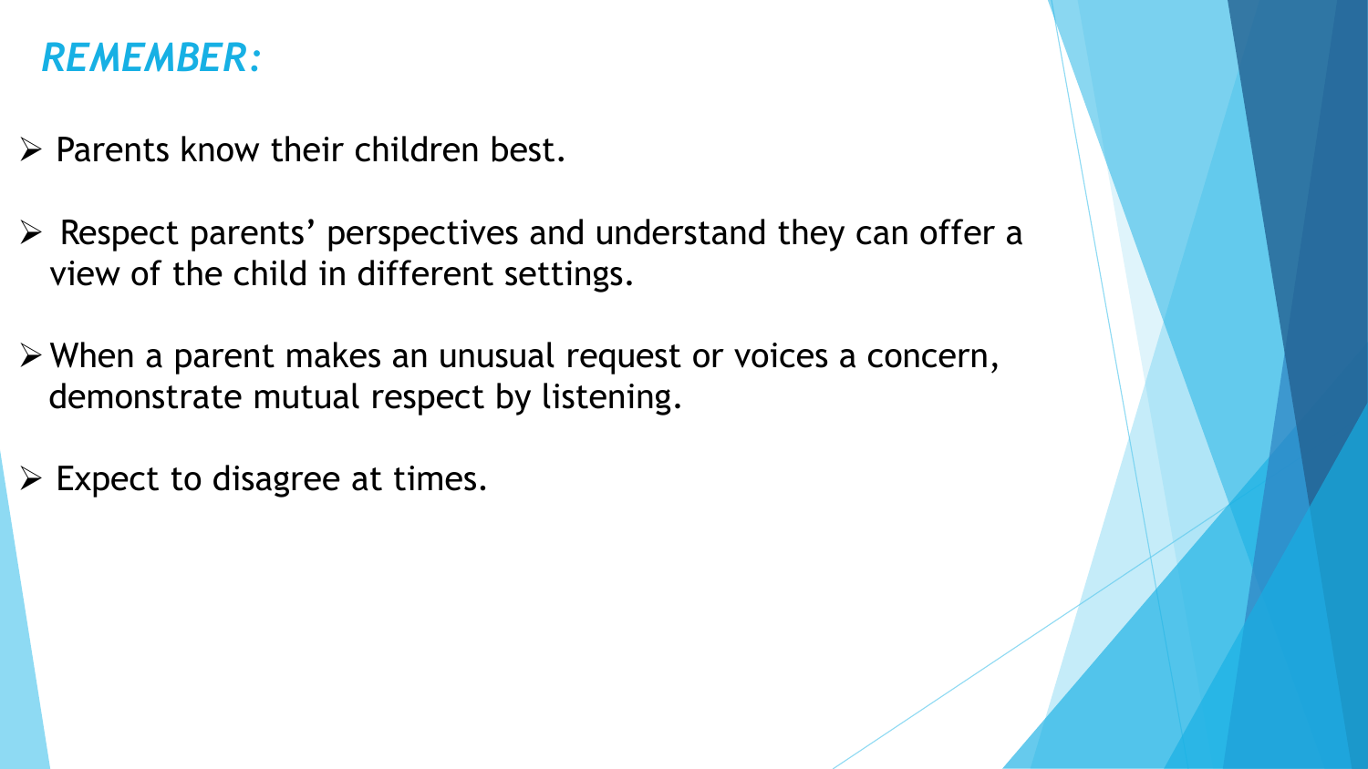## *REMEMBER:*

- Parents know their children best.
- Respect parents' perspectives and understand they can offer a view of the child in different settings.
- When a parent makes an unusual request or voices a concern, demonstrate mutual respect by listening.
- Expect to disagree at times.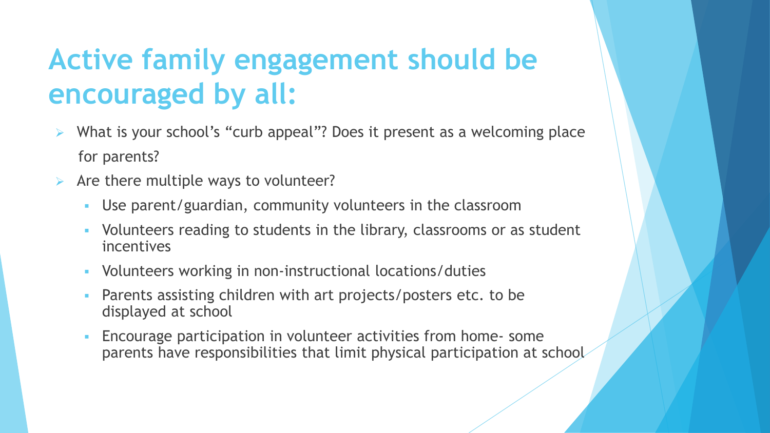# Active family engagement should be encouraged by all:

- What is your school's "curb appeal"? Does it present as a welcoming place for parents?
- Are there multiple ways to volunteer?
  - Use parent/guardian, community volunteers in the classroom
  - Volunteers reading to students in the library, classrooms or as student incentives
  - Volunteers working in non-instructional locations/duties
  - Parents assisting children with art projects/posters etc. to be displayed at school
  - Encourage participation in volunteer activities from home- some parents have responsibilities that limit physical participation at school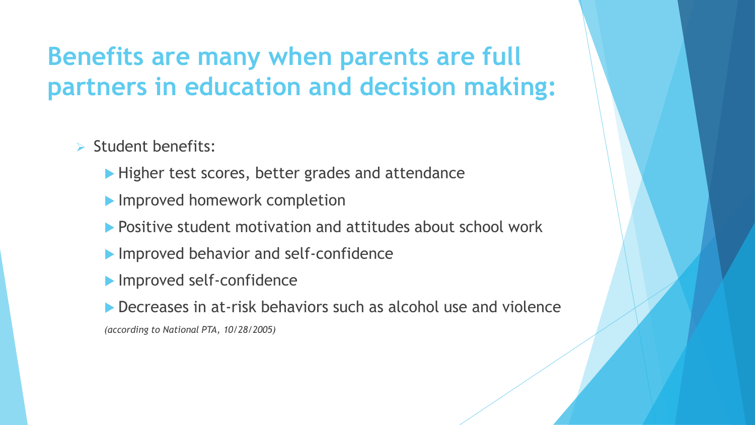# Benefits are many when parents are full partners in education and decision making:

- Student benefits:
  - Higher test scores, better grades and attendance
  - Improved homework completion
  - Positive student motivation and attitudes about school work
  - Improved behavior and self-confidence
  - Improved self-confidence
  - Decreases in at-risk behaviors such as alcohol use and violence

  *(according to National PTA, 10/28/2005)*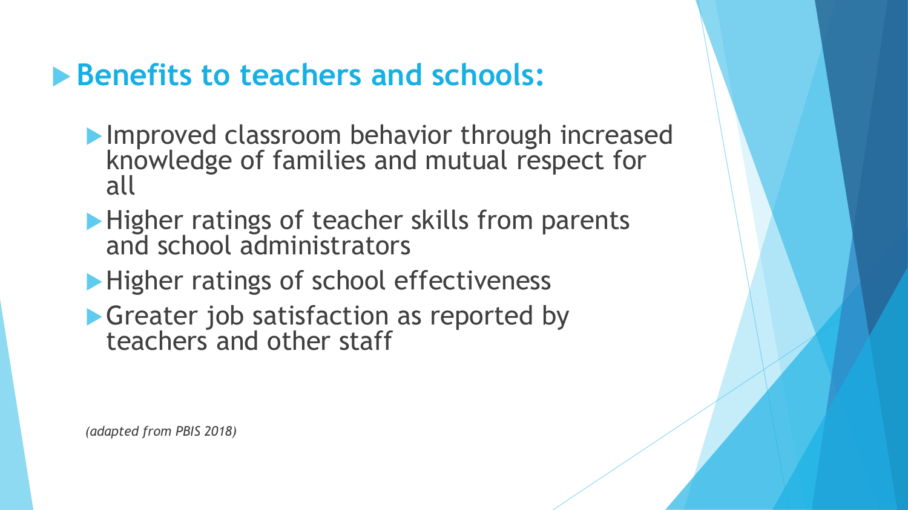## Benefits to teachers and schools:

- Improved classroom behavior through increased knowledge of families and mutual respect for all
- Higher ratings of teacher skills from parents and school administrators
- Higher ratings of school effectiveness
- Greater job satisfaction as reported by teachers and other staff

*(adapted from PBIS 2018)*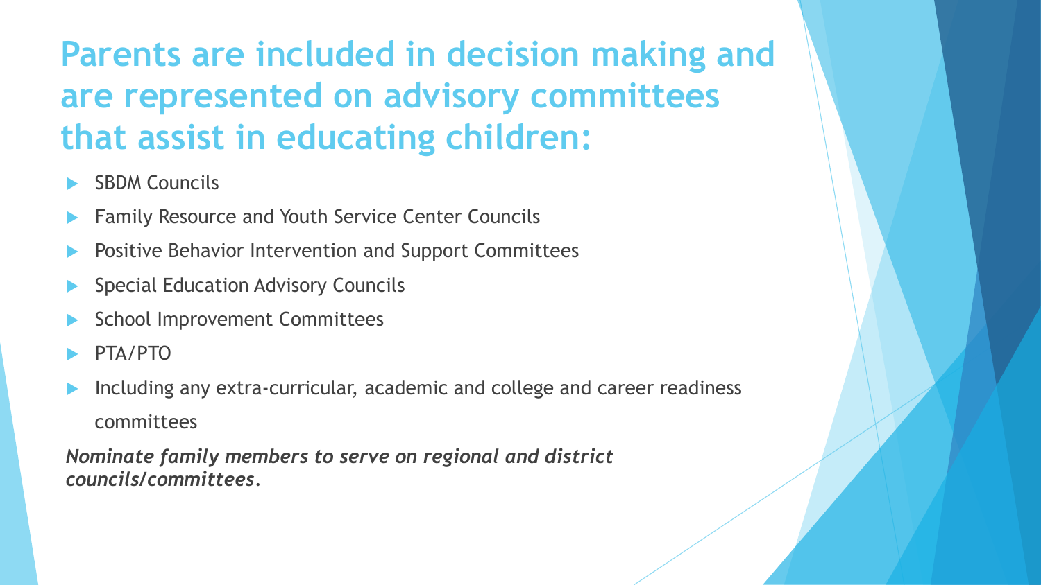# Parents are included in decision making and are represented on advisory committees that assist in educating children:

- SBDM Councils
- Family Resource and Youth Service Center Councils
- Positive Behavior Intervention and Support Committees
- Special Education Advisory Councils
- School Improvement Committees
- PTA/PTO
- Including any extra-curricular, academic and college and career readiness committees

***Nominate family members to serve on regional and district councils/committees.***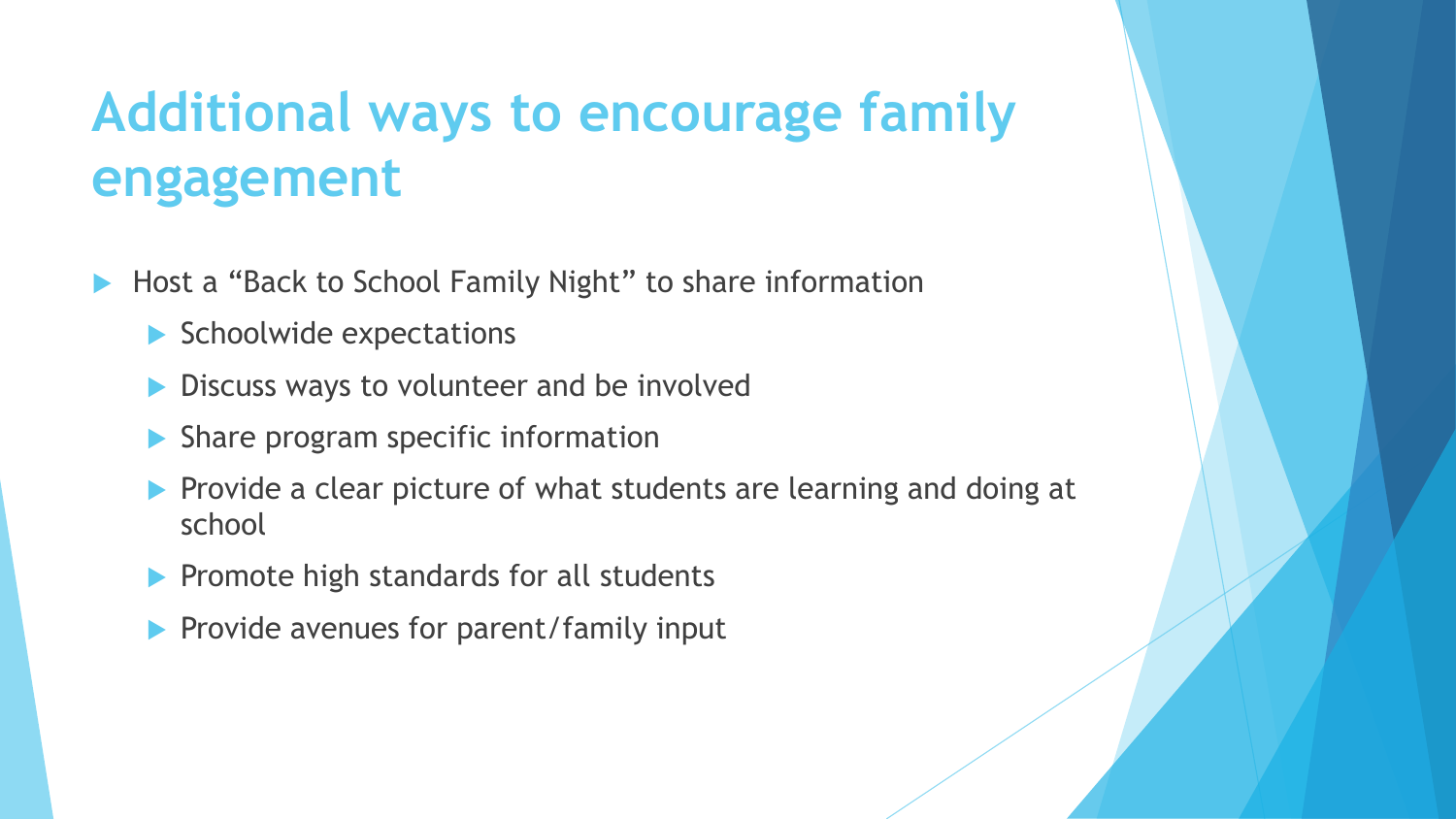# Additional ways to encourage family engagement

- Host a "Back to School Family Night" to share information
  - Schoolwide expectations
  - Discuss ways to volunteer and be involved
  - Share program specific information
  - Provide a clear picture of what students are learning and doing at school
  - Promote high standards for all students
  - Provide avenues for parent/family input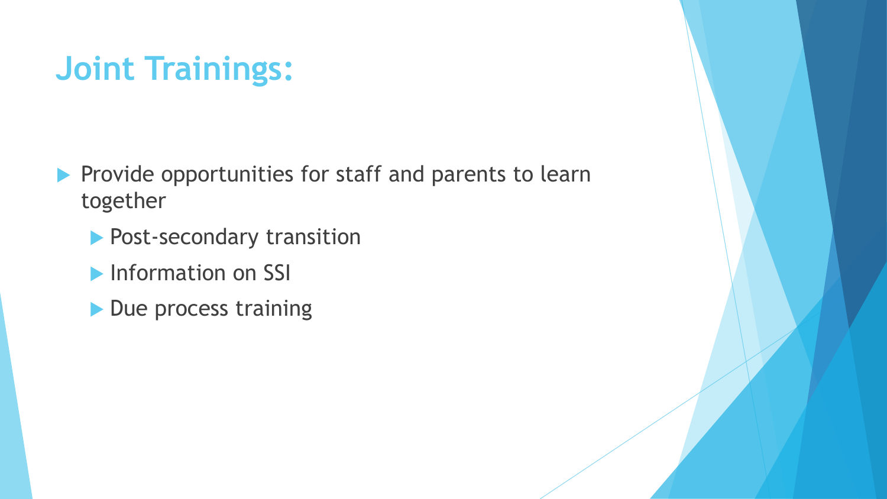# Joint Trainings:

- Provide opportunities for staff and parents to learn together
  - Post-secondary transition
  - Information on SSI
  - Due process training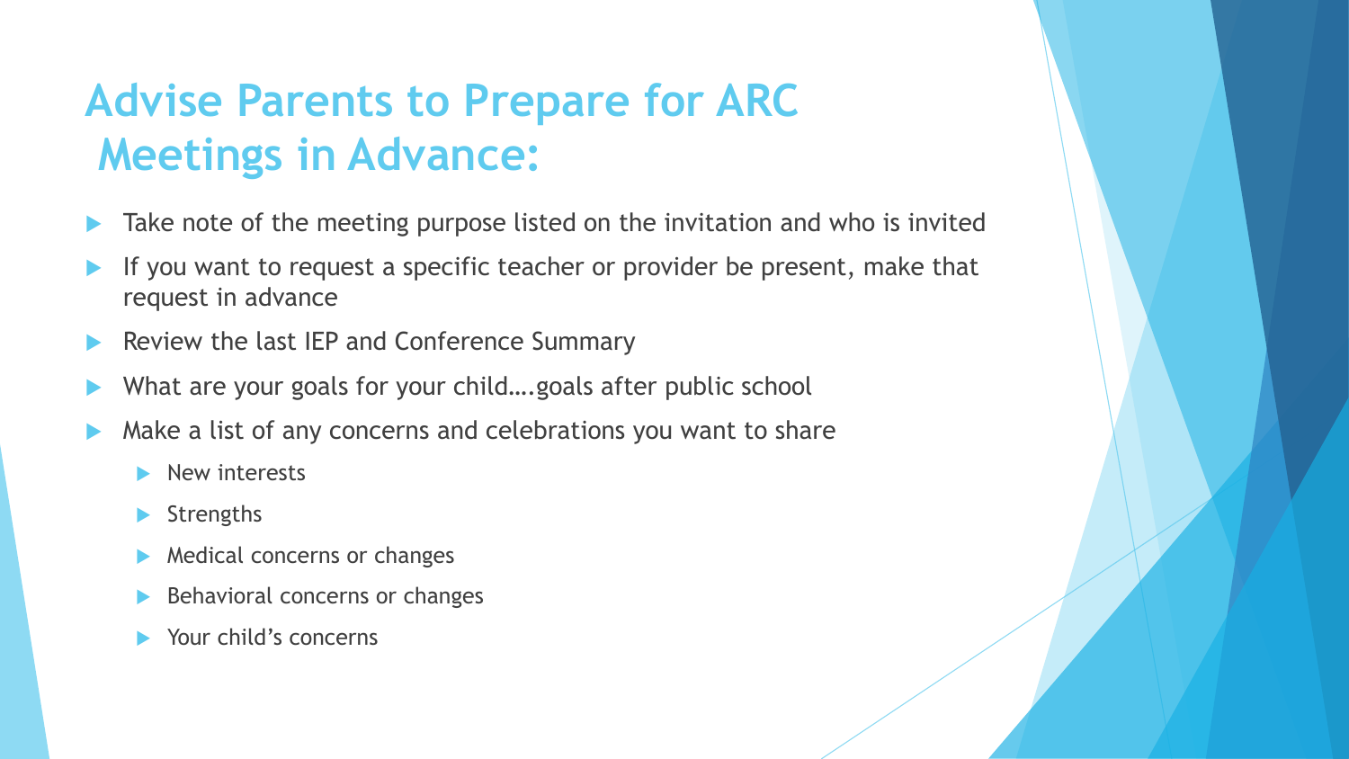# Advise Parents to Prepare for ARC Meetings in Advance:

- Take note of the meeting purpose listed on the invitation and who is invited
- If you want to request a specific teacher or provider be present, make that request in advance
- Review the last IEP and Conference Summary
- What are your goals for your child….goals after public school
- Make a list of any concerns and celebrations you want to share
  - New interests
  - Strengths
  - Medical concerns or changes
  - Behavioral concerns or changes
  - Your child's concerns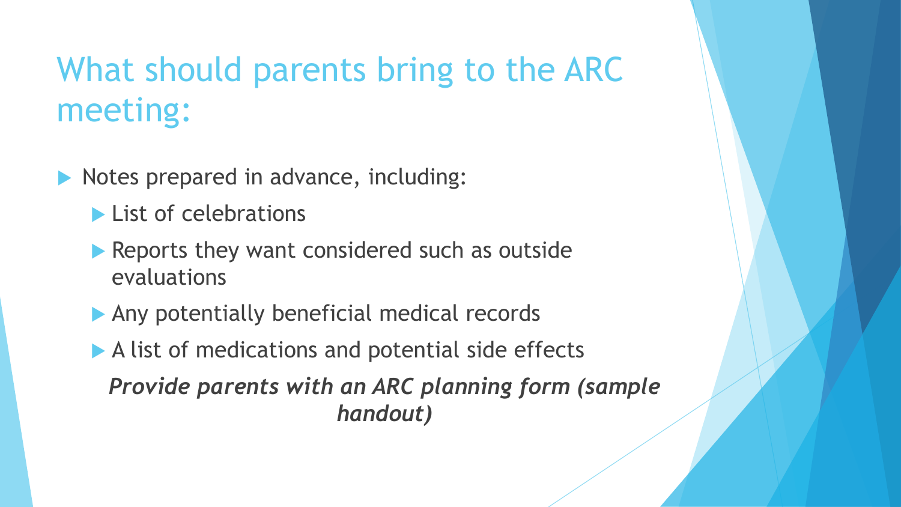# What should parents bring to the ARC meeting:

- Notes prepared in advance, including:
  - List of celebrations
  - Reports they want considered such as outside evaluations
  - Any potentially beneficial medical records
  - A list of medications and potential side effects

***Provide parents with an ARC planning form (sample handout)***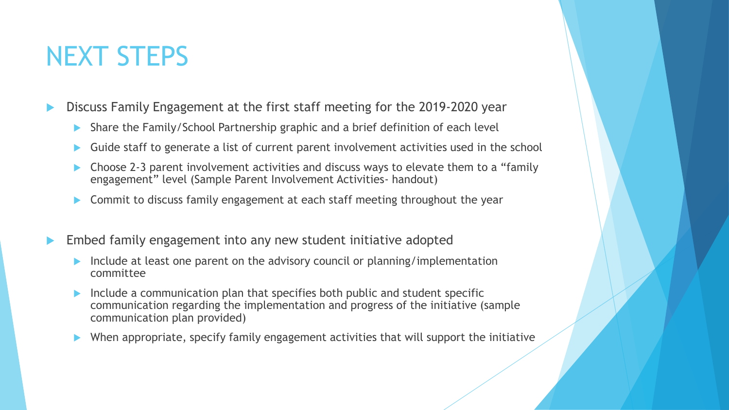# NEXT STEPS

- Discuss Family Engagement at the first staff meeting for the 2019-2020 year
  - Share the Family/School Partnership graphic and a brief definition of each level
  - Guide staff to generate a list of current parent involvement activities used in the school
  - Choose 2-3 parent involvement activities and discuss ways to elevate them to a "family engagement" level (Sample Parent Involvement Activities- handout)
  - Commit to discuss family engagement at each staff meeting throughout the year
- Embed family engagement into any new student initiative adopted
  - Include at least one parent on the advisory council or planning/implementation committee
  - Include a communication plan that specifies both public and student specific communication regarding the implementation and progress of the initiative (sample communication plan provided)
  - When appropriate, specify family engagement activities that will support the initiative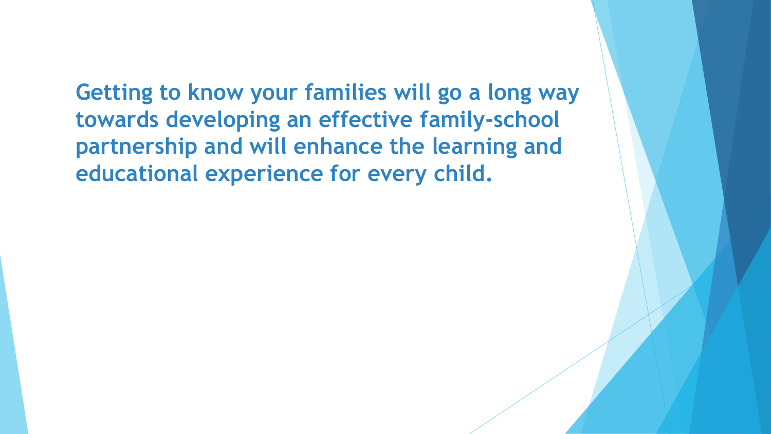**Getting to know your families will go a long way towards developing an effective family-school partnership and will enhance the learning and educational experience for every child.**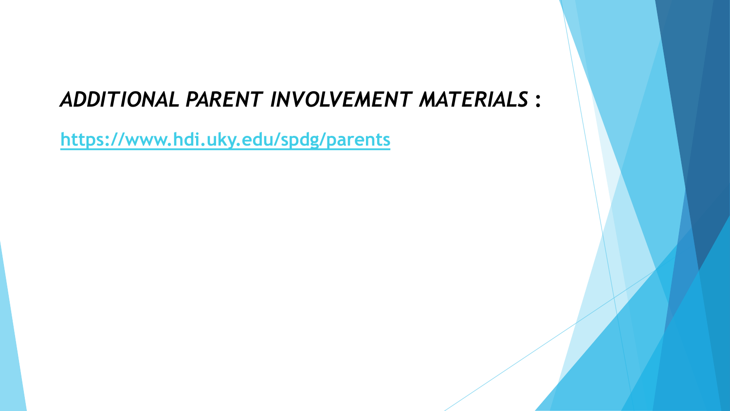# *ADDITIONAL PARENT INVOLVEMENT MATERIALS* :

https://www.hdi.uky.edu/spdg/parents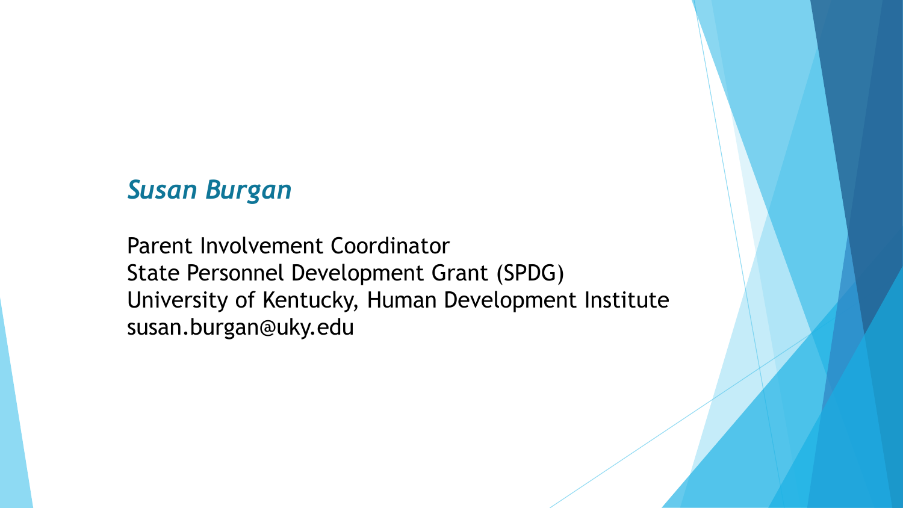*Susan Burgan*

Parent Involvement Coordinator
State Personnel Development Grant (SPDG)
University of Kentucky, Human Development Institute
susan.burgan@uky.edu